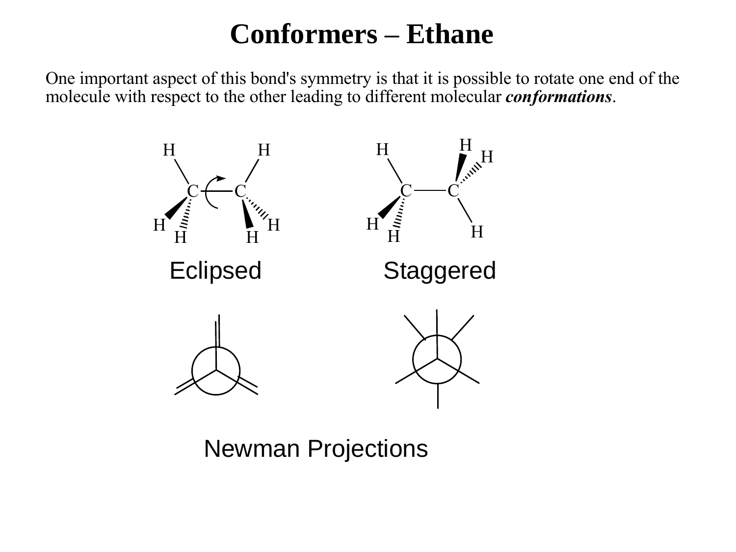# Conformers – Ethane

One important aspect of this bond's symmetry is that it is possible to rotate one end of the molecule with respect to the other leading to different molecular ***conformations***.

Eclipsed

Staggered

Newman Projections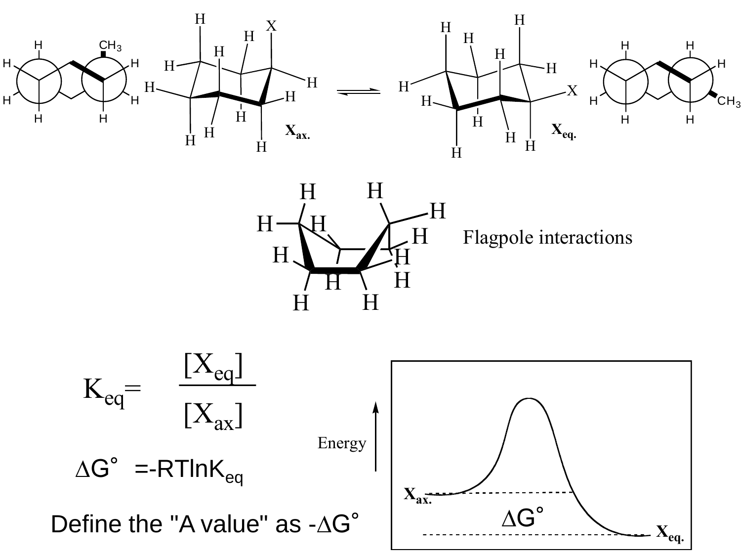Flagpole interactions

$$K_{eq} = \frac{[X_{eq}]}{[X_{ax}]}$$

$$\Delta G^\circ = -RT\ln K_{eq}$$

Define the "A value" as $-\Delta G^\circ$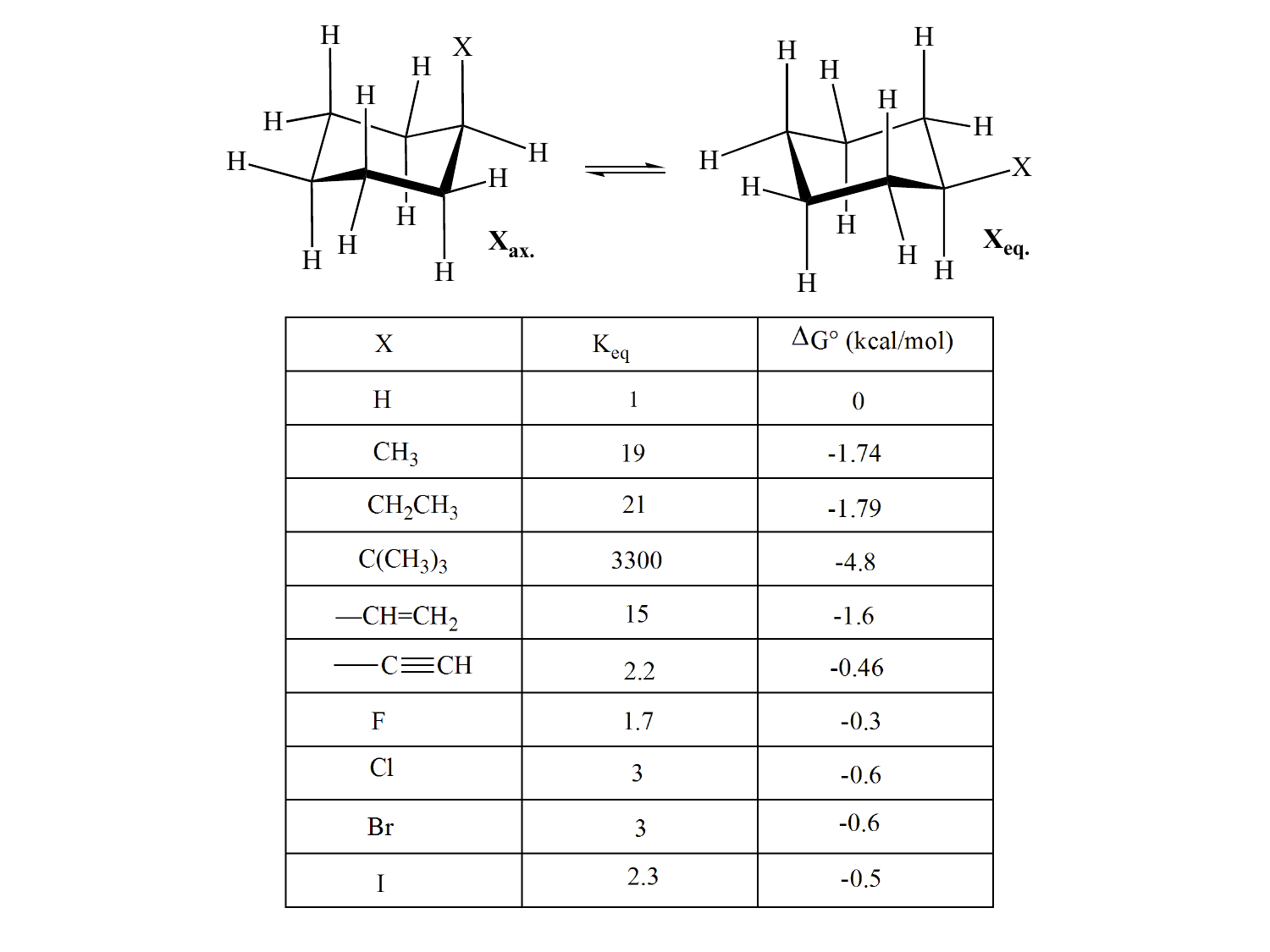$X_{ax.}$ ⇌ $X_{eq.}$

| X | $K_{eq}$ | $\Delta G°$ (kcal/mol) |
|---|---|---|
| H | 1 | 0 |
| $CH_3$ | 19 | -1.74 |
| $CH_2CH_3$ | 21 | -1.79 |
| $C(CH_3)_3$ | 3300 | -4.8 |
| —CH=$CH_2$ | 15 | -1.6 |
| —C≡CH | 2.2 | -0.46 |
| F | 1.7 | -0.3 |
| Cl | 3 | -0.6 |
| Br | 3 | -0.6 |
| I | 2.3 | -0.5 |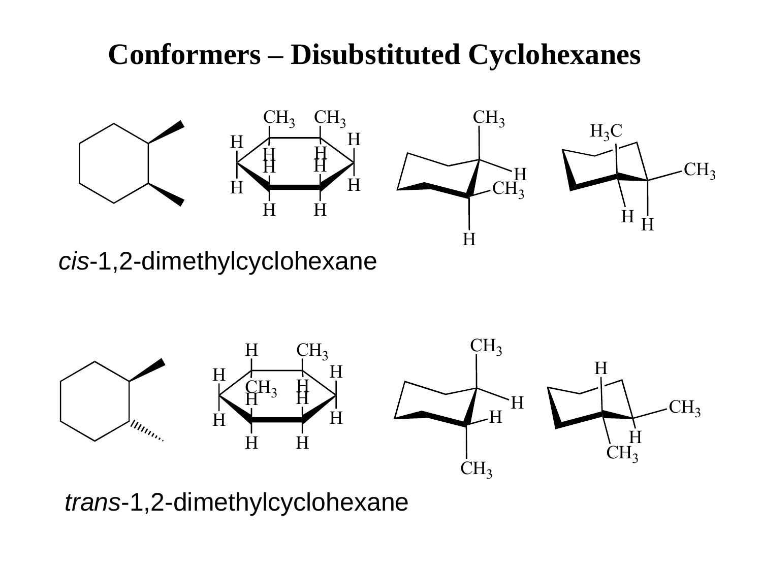# Conformers – Disubstituted Cyclohexanes

*cis*-1,2-dimethylcyclohexane

*trans*-1,2-dimethylcyclohexane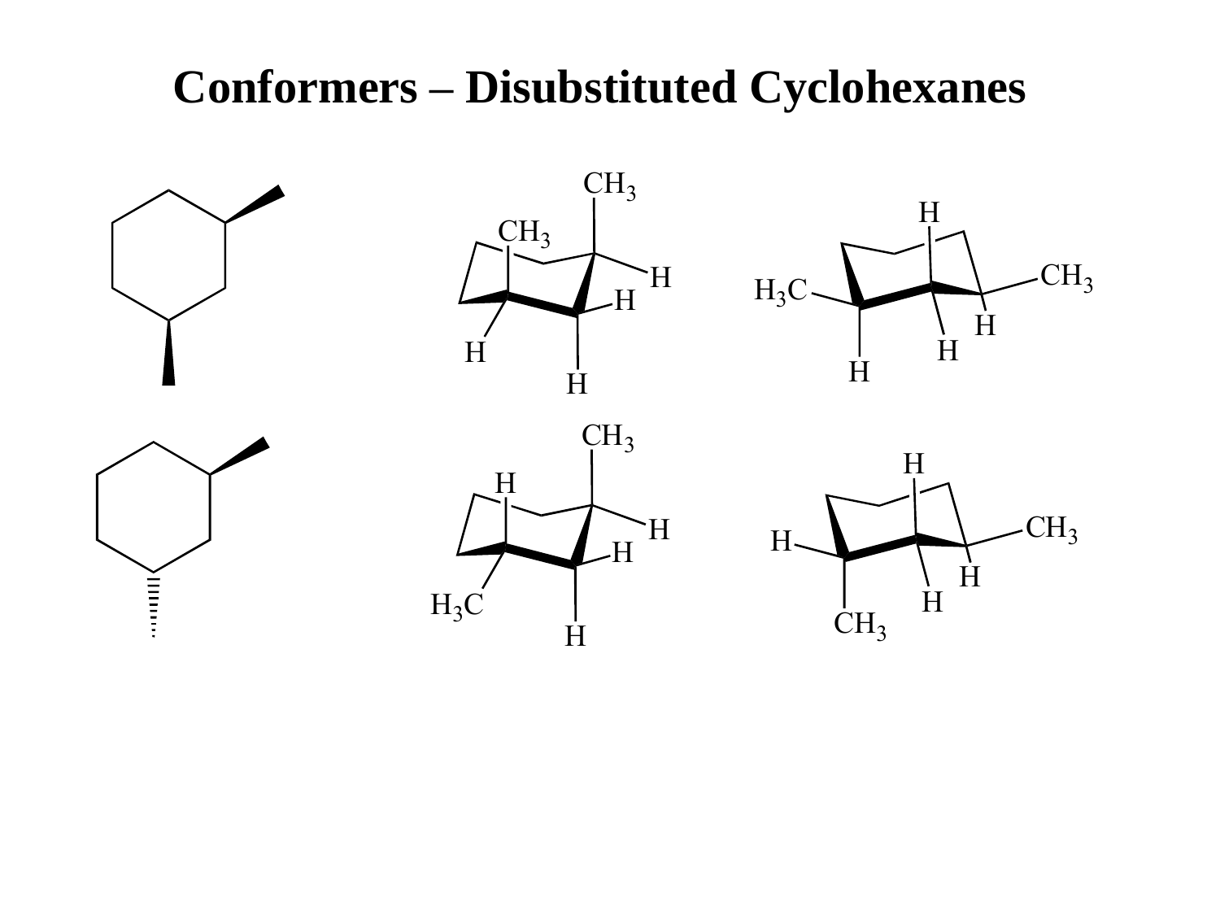# Conformers – Disubstituted Cyclohexanes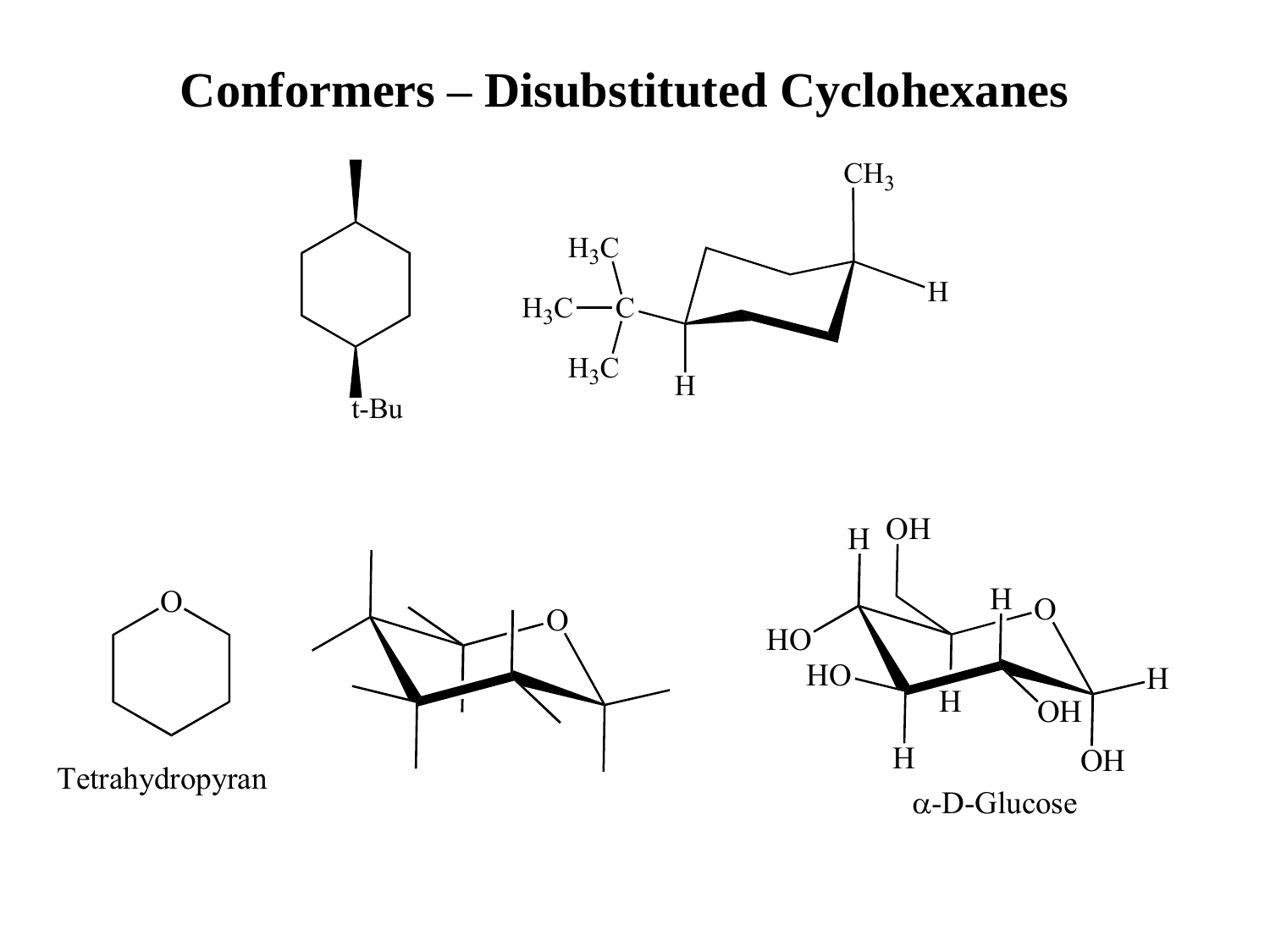# Conformers – Disubstituted Cyclohexanes

t-Bu

$H_3C$ $H_3C$ C $H_3C$ H $CH_3$ H

O

Tetrahydropyran

O

H OH HO H O HO H H OH H OH

α-D-Glucose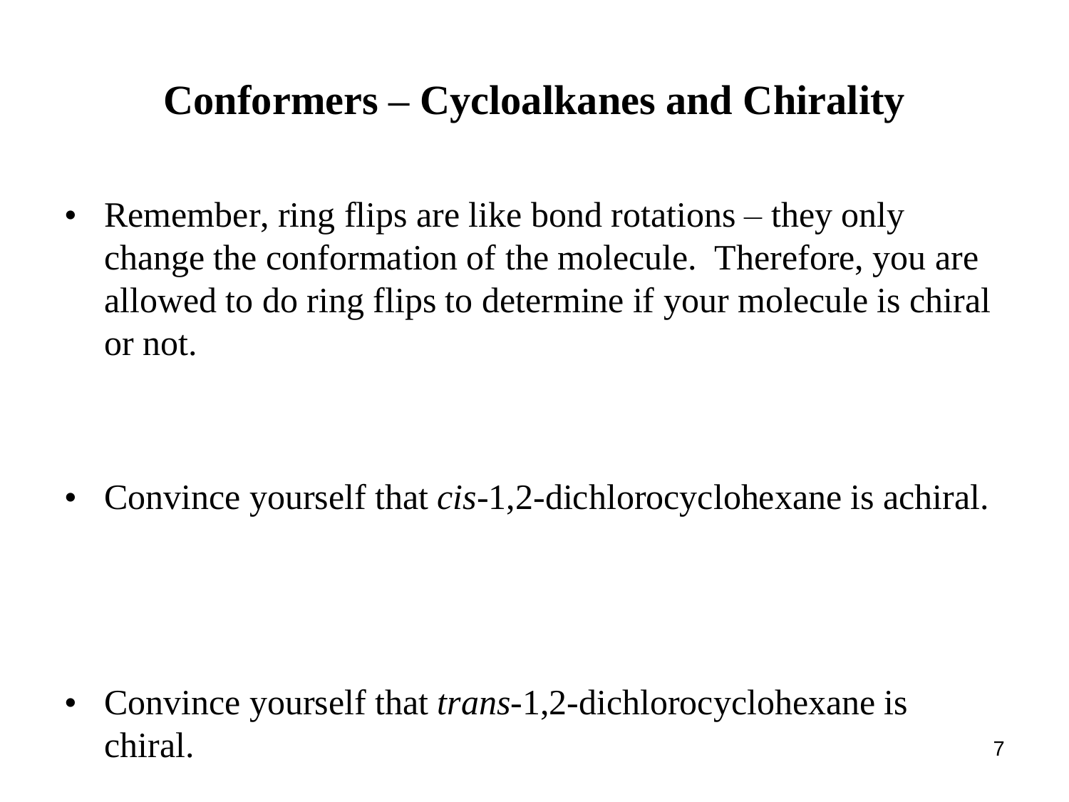# Conformers – Cycloalkanes and Chirality

- Remember, ring flips are like bond rotations – they only change the conformation of the molecule. Therefore, you are allowed to do ring flips to determine if your molecule is chiral or not.

- Convince yourself that *cis*-1,2-dichlorocyclohexane is achiral.

- Convince yourself that *trans*-1,2-dichlorocyclohexane is chiral.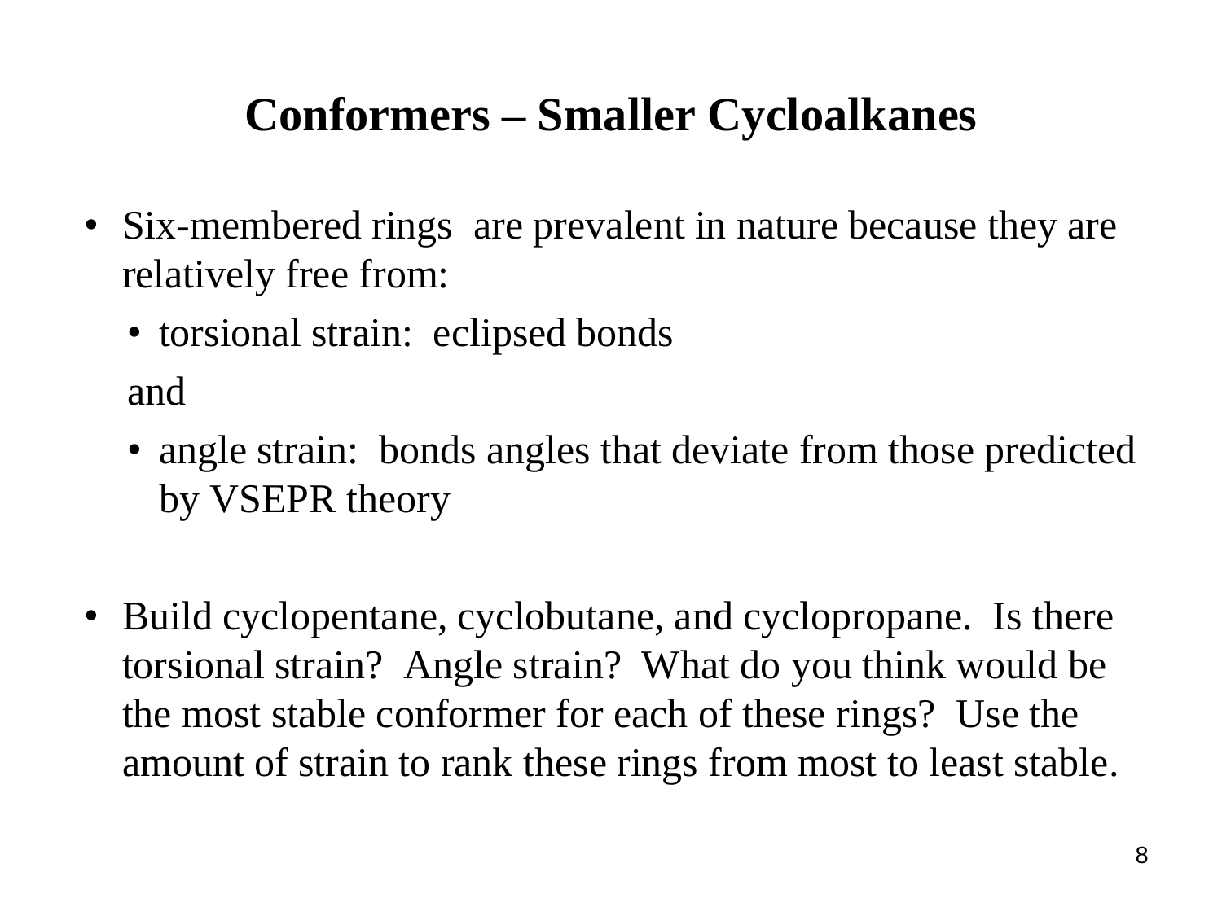# Conformers – Smaller Cycloalkanes

- Six-membered rings are prevalent in nature because they are relatively free from:
  - torsional strain: eclipsed bonds

  and

  - angle strain: bonds angles that deviate from those predicted by VSEPR theory

- Build cyclopentane, cyclobutane, and cyclopropane. Is there torsional strain? Angle strain? What do you think would be the most stable conformer for each of these rings? Use the amount of strain to rank these rings from most to least stable.